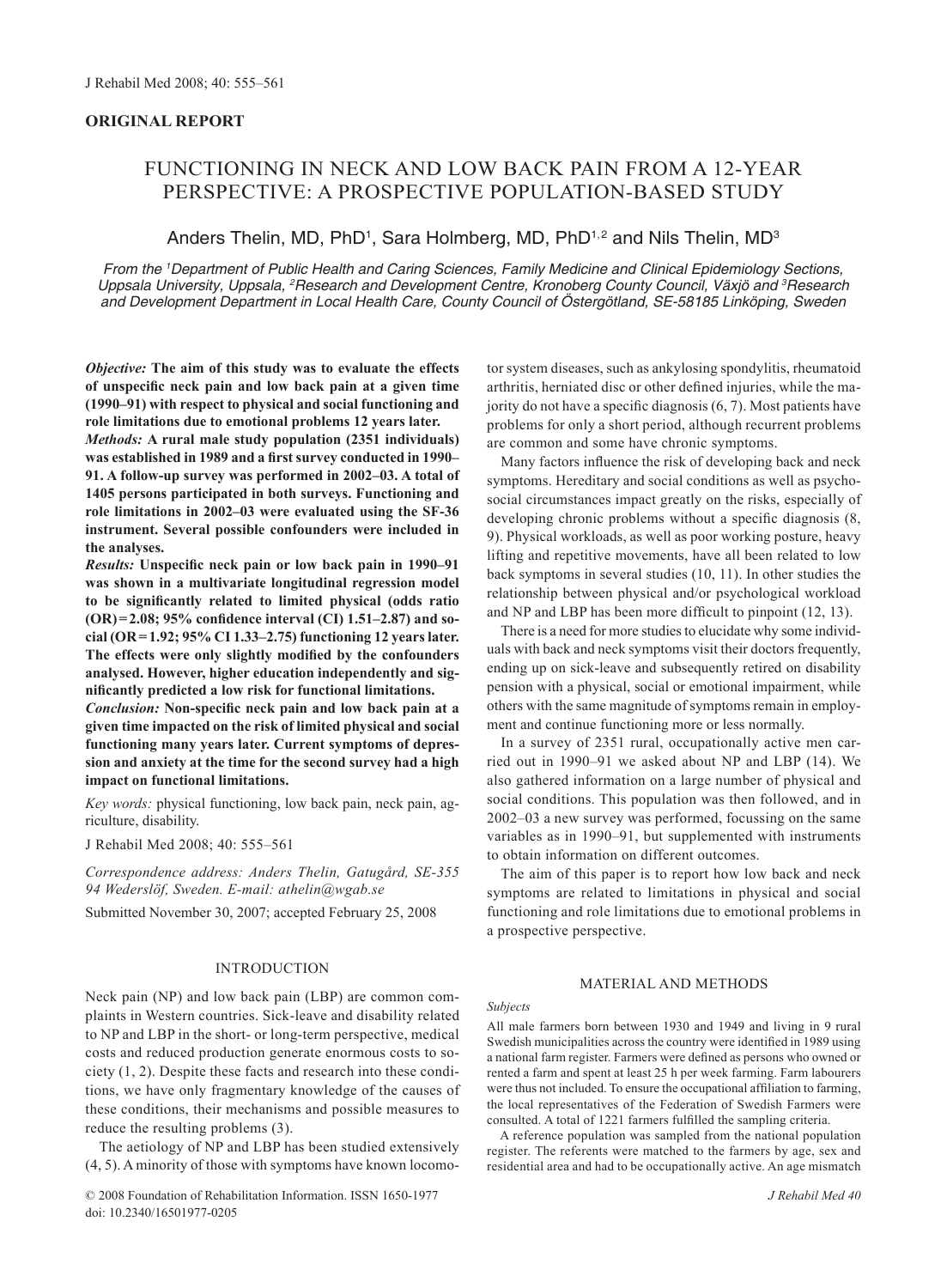**ORIGINAL REPORT**

# FUNCTIONING IN NECK AND LOW BACK PAIN FROM A 12-YEAR PERSPECTIVE: A PROSPECTIVE POPULATION-BASED STUDY

Anders Thelin, MD, PhD[1], Sara Holmberg, MD, PhD[1,2] and Nils Thelin, MD[3]

*From the [1]Department of Public Health and Caring Sciences, Family Medicine and Clinical Epidemiology Sections, Uppsala University, Uppsala, [2]Research and Development Centre, Kronoberg County Council, Växjö and [3]Research and Development Department in Local Health Care, County Council of Östergötland, SE-58185 Linköping, Sweden*

***Objective:*** **The aim of this study was to evaluate the effects of unspecific neck pain and low back pain at a given time (1990–91) with respect to physical and social functioning and role limitations due to emotional problems 12 years later.**

***Methods:*** **A rural male study population (2351 individuals) was established in 1989 and a first survey conducted in 1990–91. A follow-up survey was performed in 2002–03. A total of 1405 persons participated in both surveys. Functioning and role limitations in 2002–03 were evaluated using the SF-36 instrument. Several possible confounders were included in the analyses.**

***Results:*** **Unspecific neck pain or low back pain in 1990–91 was shown in a multivariate longitudinal regression model to be significantly related to limited physical (odds ratio (OR) = 2.08; 95% confidence interval (CI) 1.51–2.87) and social (OR = 1.92; 95% CI 1.33–2.75) functioning 12 years later. The effects were only slightly modified by the confounders analysed. However, higher education independently and significantly predicted a low risk for functional limitations.**

***Conclusion:*** **Non-specific neck pain and low back pain at a given time impacted on the risk of limited physical and social functioning many years later. Current symptoms of depression and anxiety at the time for the second survey had a high impact on functional limitations.**

*Key words:* physical functioning, low back pain, neck pain, agriculture, disability.

J Rehabil Med 2008; 40: 555–561

*Correspondence address: Anders Thelin, Gatugård, SE-355 94 Wederslöf, Sweden. E-mail: athelin@wgab.se*

Submitted November 30, 2007; accepted February 25, 2008

## INTRODUCTION

Neck pain (NP) and low back pain (LBP) are common complaints in Western countries. Sick-leave and disability related to NP and LBP in the short- or long-term perspective, medical costs and reduced production generate enormous costs to society (1, 2). Despite these facts and research into these conditions, we have only fragmentary knowledge of the causes of these conditions, their mechanisms and possible measures to reduce the resulting problems (3).

The aetiology of NP and LBP has been studied extensively (4, 5). A minority of those with symptoms have known locomotor system diseases, such as ankylosing spondylitis, rheumatoid arthritis, herniated disc or other defined injuries, while the majority do not have a specific diagnosis (6, 7). Most patients have problems for only a short period, although recurrent problems are common and some have chronic symptoms.

Many factors influence the risk of developing back and neck symptoms. Hereditary and social conditions as well as psychosocial circumstances impact greatly on the risks, especially of developing chronic problems without a specific diagnosis (8, 9). Physical workloads, as well as poor working posture, heavy lifting and repetitive movements, have all been related to low back symptoms in several studies (10, 11). In other studies the relationship between physical and/or psychological workload and NP and LBP has been more difficult to pinpoint (12, 13).

There is a need for more studies to elucidate why some individuals with back and neck symptoms visit their doctors frequently, ending up on sick-leave and subsequently retired on disability pension with a physical, social or emotional impairment, while others with the same magnitude of symptoms remain in employment and continue functioning more or less normally.

In a survey of 2351 rural, occupationally active men carried out in 1990–91 we asked about NP and LBP (14). We also gathered information on a large number of physical and social conditions. This population was then followed, and in 2002–03 a new survey was performed, focussing on the same variables as in 1990–91, but supplemented with instruments to obtain information on different outcomes.

The aim of this paper is to report how low back and neck symptoms are related to limitations in physical and social functioning and role limitations due to emotional problems in a prospective perspective.

## MATERIAL AND METHODS

### *Subjects*

All male farmers born between 1930 and 1949 and living in 9 rural Swedish municipalities across the country were identified in 1989 using a national farm register. Farmers were defined as persons who owned or rented a farm and spent at least 25 h per week farming. Farm labourers were thus not included. To ensure the occupational affiliation to farming, the local representatives of the Federation of Swedish Farmers were consulted. A total of 1221 farmers fulfilled the sampling criteria.

A reference population was sampled from the national population register. The referents were matched to the farmers by age, sex and residential area and had to be occupationally active. An age mismatch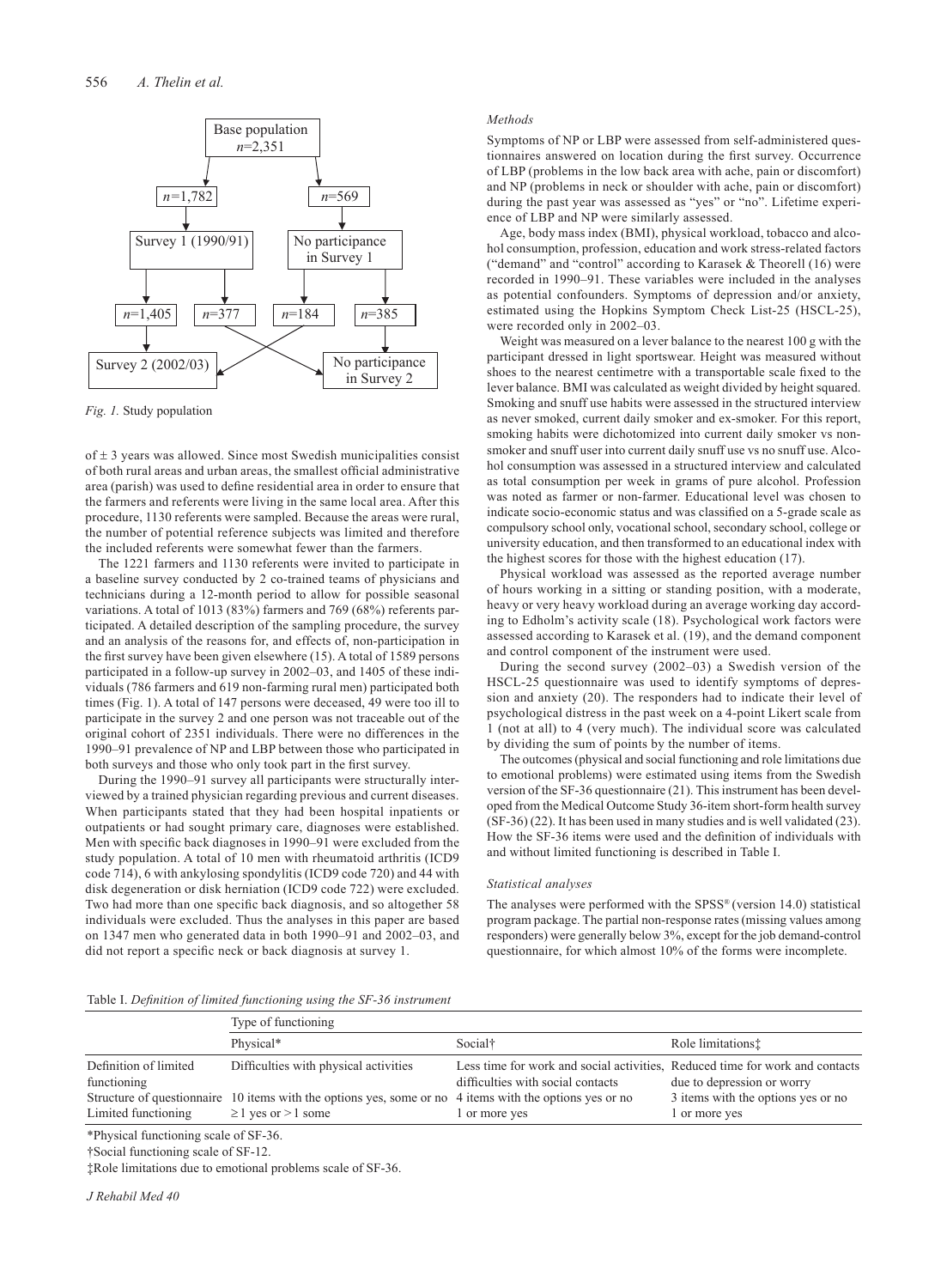Base population
$n$=2,351

$n$=1,782 | $n$=569

Survey 1 (1990/91) | No participance in Survey 1

$n$=1,405 | $n$=377 | $n$=184 | $n$=385

Survey 2 (2002/03) | No participance in Survey 2

*Fig. 1.* Study population

of ± 3 years was allowed. Since most Swedish municipalities consist of both rural areas and urban areas, the smallest official administrative area (parish) was used to define residential area in order to ensure that the farmers and referents were living in the same local area. After this procedure, 1130 referents were sampled. Because the areas were rural, the number of potential reference subjects was limited and therefore the included referents were somewhat fewer than the farmers.

The 1221 farmers and 1130 referents were invited to participate in a baseline survey conducted by 2 co-trained teams of physicians and technicians during a 12-month period to allow for possible seasonal variations. A total of 1013 (83%) farmers and 769 (68%) referents participated. A detailed description of the sampling procedure, the survey and an analysis of the reasons for, and effects of, non-participation in the first survey have been given elsewhere (15). A total of 1589 persons participated in a follow-up survey in 2002–03, and 1405 of these individuals (786 farmers and 619 non-farming rural men) participated both times (Fig. 1). A total of 147 persons were deceased, 49 were too ill to participate in the survey 2 and one person was not traceable out of the original cohort of 2351 individuals. There were no differences in the 1990–91 prevalence of NP and LBP between those who participated in both surveys and those who only took part in the first survey.

During the 1990–91 survey all participants were structurally interviewed by a trained physician regarding previous and current diseases. When participants stated that they had been hospital inpatients or outpatients or had sought primary care, diagnoses were established. Men with specific back diagnoses in 1990–91 were excluded from the study population. A total of 10 men with rheumatoid arthritis (ICD9 code 714), 6 with ankylosing spondylitis (ICD9 code 720) and 44 with disk degeneration or disk herniation (ICD9 code 722) were excluded. Two had more than one specific back diagnosis, and so altogether 58 individuals were excluded. Thus the analyses in this paper are based on 1347 men who generated data in both 1990–91 and 2002–03, and did not report a specific neck or back diagnosis at survey 1.

### *Methods*

Symptoms of NP or LBP were assessed from self-administered questionnaires answered on location during the first survey. Occurrence of LBP (problems in the low back area with ache, pain or discomfort) and NP (problems in neck or shoulder with ache, pain or discomfort) during the past year was assessed as "yes" or "no". Lifetime experience of LBP and NP were similarly assessed.

Age, body mass index (BMI), physical workload, tobacco and alcohol consumption, profession, education and work stress-related factors ("demand" and "control" according to Karasek & Theorell (16) were recorded in 1990–91. These variables were included in the analyses as potential confounders. Symptoms of depression and/or anxiety, estimated using the Hopkins Symptom Check List-25 (HSCL-25), were recorded only in 2002–03.

Weight was measured on a lever balance to the nearest 100 g with the participant dressed in light sportswear. Height was measured without shoes to the nearest centimetre with a transportable scale fixed to the lever balance. BMI was calculated as weight divided by height squared. Smoking and snuff use habits were assessed in the structured interview as never smoked, current daily smoker and ex-smoker. For this report, smoking habits were dichotomized into current daily smoker vs non-smoker and snuff user into current daily snuff use vs no snuff use. Alcohol consumption was assessed in a structured interview and calculated as total consumption per week in grams of pure alcohol. Profession was noted as farmer or non-farmer. Educational level was chosen to indicate socio-economic status and was classified on a 5-grade scale as compulsory school only, vocational school, secondary school, college or university education, and then transformed to an educational index with the highest scores for those with the highest education (17).

Physical workload was assessed as the reported average number of hours working in a sitting or standing position, with a moderate, heavy or very heavy workload during an average working day according to Edholm's activity scale (18). Psychological work factors were assessed according to Karasek et al. (19), and the demand component and control component of the instrument were used.

During the second survey (2002–03) a Swedish version of the HSCL-25 questionnaire was used to identify symptoms of depression and anxiety (20). The responders had to indicate their level of psychological distress in the past week on a 4-point Likert scale from 1 (not at all) to 4 (very much). The individual score was calculated by dividing the sum of points by the number of items.

The outcomes (physical and social functioning and role limitations due to emotional problems) were estimated using items from the Swedish version of the SF-36 questionnaire (21). This instrument has been developed from the Medical Outcome Study 36-item short-form health survey (SF-36) (22). It has been used in many studies and is well validated (23). How the SF-36 items were used and the definition of individuals with and without limited functioning is described in Table I.

### *Statistical analyses*

The analyses were performed with the SPSS® (version 14.0) statistical program package. The partial non-response rates (missing values among responders) were generally below 3%, except for the job demand-control questionnaire, for which almost 10% of the forms were incomplete.

Table I. *Definition of limited functioning using the SF-36 instrument*

| | Type of functioning | | |
|---|---|---|---|
| | Physical* | Social† | Role limitations‡ |
| Definition of limited functioning | Difficulties with physical activities | Less time for work and social activities, difficulties with social contacts | Reduced time for work and contacts due to depression or worry |
| Structure of questionnaire | 10 items with the options yes, some or no | 4 items with the options yes or no | 3 items with the options yes or no |
| Limited functioning | ≥1 yes or >1 some | 1 or more yes | 1 or more yes |

*Physical functioning scale of SF-36.

†Social functioning scale of SF-12.

‡Role limitations due to emotional problems scale of SF-36.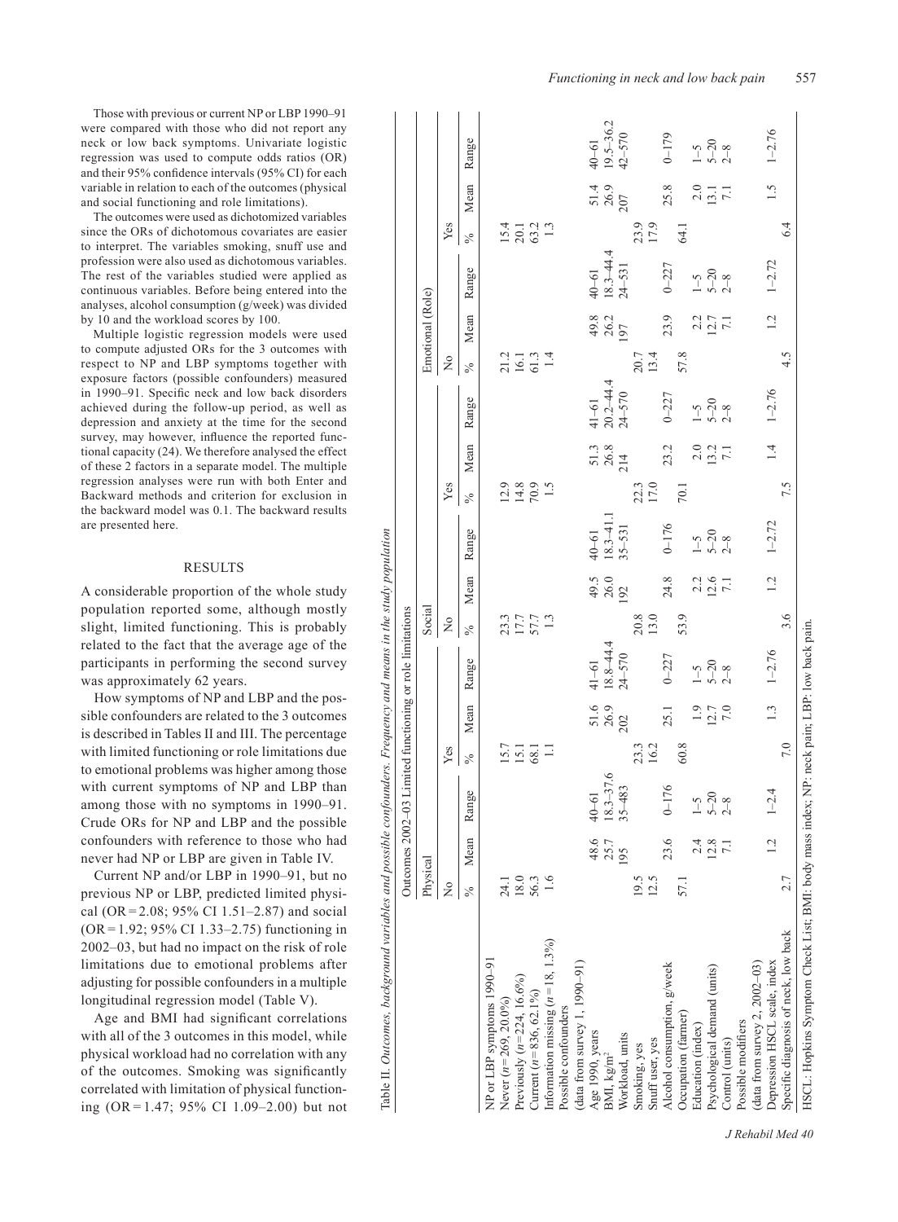Those with previous or current NP or LBP 1990–91 were compared with those who did not report any neck or low back symptoms. Univariate logistic regression was used to compute odds ratios (OR) and their 95% confidence intervals (95% CI) for each variable in relation to each of the outcomes (physical and social functioning and role limitations).

The outcomes were used as dichotomized variables since the ORs of dichotomous covariates are easier to interpret. The variables smoking, snuff use and profession were also used as dichotomous variables. The rest of the variables studied were applied as continuous variables. Before being entered into the analyses, alcohol consumption (g/week) was divided by 10 and the workload scores by 100.

Multiple logistic regression models were used to compute adjusted ORs for the 3 outcomes with respect to NP and LBP symptoms together with exposure factors (possible confounders) measured in 1990–91. Specific neck and low back disorders achieved during the follow-up period, as well as depression and anxiety at the time for the second survey, may however, influence the reported functional capacity (24). We therefore analysed the effect of these 2 factors in a separate model. The multiple regression analyses were run with both Enter and Backward methods and criterion for exclusion in the backward model was 0.1. The backward results are presented here.

## RESULTS

A considerable proportion of the whole study population reported some, although mostly slight, limited functioning. This is probably related to the fact that the average age of the participants in performing the second survey was approximately 62 years.

How symptoms of NP and LBP and the possible confounders are related to the 3 outcomes is described in Tables II and III. The percentage with limited functioning or role limitations due to emotional problems was higher among those with current symptoms of NP and LBP than among those with no symptoms in 1990–91. Crude ORs for NP and LBP and the possible confounders with reference to those who had never had NP or LBP are given in Table IV.

Current NP and/or LBP in 1990–91, but no previous NP or LBP, predicted limited physical (OR = 2.08; 95% CI 1.51–2.87) and social (OR = 1.92; 95% CI 1.33–2.75) functioning in 2002–03, but had no impact on the risk of role limitations due to emotional problems after adjusting for possible confounders in a multiple longitudinal regression model (Table V).

Age and BMI had significant correlations with all of the 3 outcomes in this model, while physical workload had no correlation with any of the outcomes. Smoking was significantly correlated with limitation of physical functioning (OR = 1.47; 95% CI 1.09–2.00) but not

Table II. *Outcomes, background variables and possible confounders. Frequency and means in the study population*

| | Outcomes 2002–03 Limited functioning or role limitations | | | | | | | | | | | | | | | | | |
|---|---|---|---|---|---|---|---|---|---|---|---|---|---|---|---|---|---|---|
| | Physical | | | | | | Social | | | | | | Emotional (Role) | | | | | |
| | No | | | Yes | | | No | | | Yes | | | No | | | Yes | | |
| | % | Mean | Range | % | Mean | Range | % | Mean | Range | % | Mean | Range | % | Mean | Range | % | Mean | Range |
| NP or LBP symptoms 1990–91 | | | | | | | | | | | | | | | | | | |
| Never ($n$ = 269, 20.0%) | 24.1 | | | 15.7 | | | 23.3 | | | 12.9 | | | 21.2 | | | 15.4 | | |
| Previously ($n$ = 224, 16.6%) | 18.0 | | | 15.1 | | | 17.7 | | | 14.8 | | | 16.1 | | | 20.1 | | |
| Current ($n$ = 836, 62.1%) | 56.3 | | | 68.1 | | | 57.7 | | | 70.9 | | | 61.3 | | | 63.2 | | |
| Information missing ($n$ = 18, 1.3%) | 1.6 | | | 1.1 | | | 1.3 | | | 1.5 | | | 1.4 | | | 1.3 | | |
| Possible confounders (data from survey 1, 1990–91) | | | | | | | | | | | | | | | | | | |
| Age 1990, years | | 48.6 | 40–61 | | 51.6 | 41–61 | | 49.5 | 40–61 | | 51.3 | 41–61 | | 49.8 | 40–61 | | 51.4 | 40–61 |
| BMI, kg/m² | | 25.7 | 18.3–37.6 | | 26.9 | 18.8–44.4 | | 26.0 | 18.3–41.1 | | 26.8 | 20.2–44.4 | | 26.2 | 18.3–44.4 | | 26.9 | 19.5–36.2 |
| Workload, units | | 195 | 35–483 | | 202 | 24–570 | | 192 | 35–531 | | 214 | 24–570 | | 197 | 24–531 | | 207 | 42–570 |
| Smoking, yes | 19.5 | | | 23.3 | | | 20.8 | | | 22.3 | | | 20.7 | | | 23.9 | | |
| Snuff user, yes | 12.5 | | | 16.2 | | | 13.0 | | | 17.0 | | | 13.4 | | | 17.9 | | |
| Alcohol consumption, g/week | | 23.6 | 0–176 | | 25.1 | 0–227 | | 24.8 | 0–176 | | 23.2 | 0–227 | | 23.9 | 0–227 | | 25.8 | 0–179 |
| Occupation (farmer) | 57.1 | | | 60.8 | | | 53.9 | | | 70.1 | | | 57.8 | | | 64.1 | | |
| Education (index) | | 2.4 | 1–5 | | 1.9 | 1–5 | | 2.2 | 1–5 | | 2.0 | 1–5 | | 2.2 | 1–5 | | 2.0 | 1–5 |
| Psychological demand (units) | | 12.8 | 5–20 | | 12.7 | 5–20 | | 12.6 | 5–20 | | 13.2 | 5–20 | | 12.7 | 5–20 | | 13.1 | 5–20 |
| Control (units) | | 7.1 | 2–8 | | 7.0 | 2–8 | | 7.1 | 2–8 | | 7.1 | 2–8 | | 7.1 | 2–8 | | 7.1 | 2–8 |
| Possible modifiers (data from survey 2, 2002–03) | | | | | | | | | | | | | | | | | | |
| Depression HSCL scale, index | | 1.2 | 1–2.4 | | 1.3 | 1–2.76 | | 1.2 | 1–2.72 | | 1.4 | 1–2.76 | | 1.2 | 1–2.72 | | 1.5 | 1–2.76 |
| Specific diagnosis of neck, low back | 2.7 | | | 7.0 | | | 3.6 | | | 7.5 | | | 4.5 | | | 6.4 | | |

HSCL: Hopkins Symptom Check List; BMI: body mass index; NP: neck pain; LBP: low back pain.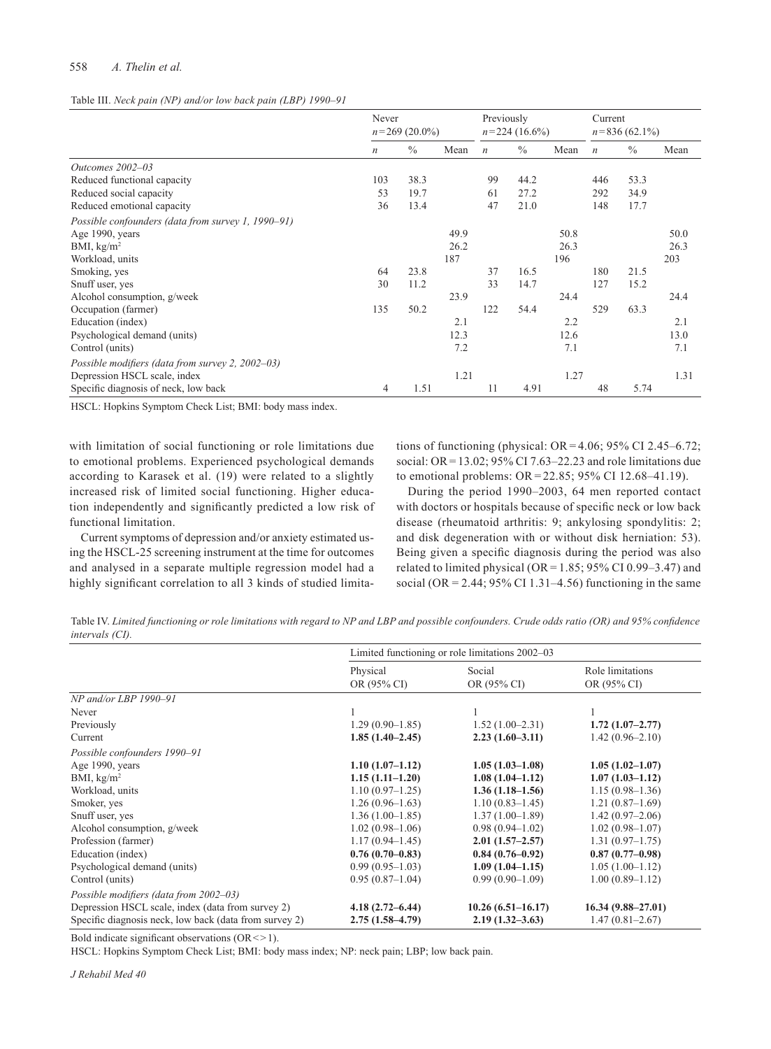Table III. *Neck pain (NP) and/or low back pain (LBP) 1990–91*

| | Never $n=269$ (20.0%) | | | Previously $n=224$ (16.6%) | | | Current $n=836$ (62.1%) | | |
|---|---|---|---|---|---|---|---|---|---|
| | *n* | % | Mean | *n* | % | Mean | *n* | % | Mean |
| *Outcomes 2002–03* | | | | | | | | | |
| Reduced functional capacity | 103 | 38.3 | | 99 | 44.2 | | 446 | 53.3 | |
| Reduced social capacity | 53 | 19.7 | | 61 | 27.2 | | 292 | 34.9 | |
| Reduced emotional capacity | 36 | 13.4 | | 47 | 21.0 | | 148 | 17.7 | |
| *Possible confounders (data from survey 1, 1990–91)* | | | | | | | | | |
| Age 1990, years | | | 49.9 | | | 50.8 | | | 50.0 |
| BMI, kg/m² | | | 26.2 | | | 26.3 | | | 26.3 |
| Workload, units | | | 187 | | | 196 | | | 203 |
| Smoking, yes | 64 | 23.8 | | 37 | 16.5 | | 180 | 21.5 | |
| Snuff user, yes | 30 | 11.2 | | 33 | 14.7 | | 127 | 15.2 | |
| Alcohol consumption, g/week | | | 23.9 | | | 24.4 | | | 24.4 |
| Occupation (farmer) | 135 | 50.2 | | 122 | 54.4 | | 529 | 63.3 | |
| Education (index) | | | 2.1 | | | 2.2 | | | 2.1 |
| Psychological demand (units) | | | 12.3 | | | 12.6 | | | 13.0 |
| Control (units) | | | 7.2 | | | 7.1 | | | 7.1 |
| *Possible modifiers (data from survey 2, 2002–03)* | | | | | | | | | |
| Depression HSCL scale, index | | | 1.21 | | | 1.27 | | | 1.31 |
| Specific diagnosis of neck, low back | 4 | 1.51 | | 11 | 4.91 | | 48 | 5.74 | |

HSCL: Hopkins Symptom Check List; BMI: body mass index.

with limitation of social functioning or role limitations due to emotional problems. Experienced psychological demands according to Karasek et al. (19) were related to a slightly increased risk of limited social functioning. Higher education independently and significantly predicted a low risk of functional limitation.

Current symptoms of depression and/or anxiety estimated using the HSCL-25 screening instrument at the time for outcomes and analysed in a separate multiple regression model had a highly significant correlation to all 3 kinds of studied limitations of functioning (physical: OR = 4.06; 95% CI 2.45–6.72; social: OR = 13.02; 95% CI 7.63–22.23 and role limitations due to emotional problems: OR = 22.85; 95% CI 12.68–41.19).

During the period 1990–2003, 64 men reported contact with doctors or hospitals because of specific neck or low back disease (rheumatoid arthritis: 9; ankylosing spondylitis: 2; and disk degeneration with or without disk herniation: 53). Being given a specific diagnosis during the period was also related to limited physical (OR = 1.85; 95% CI 0.99–3.47) and social (OR = 2.44; 95% CI 1.31–4.56) functioning in the same

Table IV. *Limited functioning or role limitations with regard to NP and LBP and possible confounders. Crude odds ratio (OR) and 95% confidence intervals (CI).*

| | Limited functioning or role limitations 2002–03 | | |
|---|---|---|---|
| | Physical OR (95% CI) | Social OR (95% CI) | Role limitations OR (95% CI) |
| *NP and/or LBP 1990–91* | | | |
| Never | 1 | 1 | 1 |
| Previously | 1.29 (0.90–1.85) | 1.52 (1.00–2.31) | **1.72 (1.07–2.77)** |
| Current | **1.85 (1.40–2.45)** | **2.23 (1.60–3.11)** | 1.42 (0.96–2.10) |
| *Possible confounders 1990–91* | | | |
| Age 1990, years | **1.10 (1.07–1.12)** | **1.05 (1.03–1.08)** | **1.05 (1.02–1.07)** |
| BMI, kg/m² | **1.15 (1.11–1.20)** | **1.08 (1.04–1.12)** | **1.07 (1.03–1.12)** |
| Workload, units | 1.10 (0.97–1.25) | **1.36 (1.18–1.56)** | 1.15 (0.98–1.36) |
| Smoker, yes | 1.26 (0.96–1.63) | 1.10 (0.83–1.45) | 1.21 (0.87–1.69) |
| Snuff user, yes | 1.36 (1.00–1.85) | 1.37 (1.00–1.89) | 1.42 (0.97–2.06) |
| Alcohol consumption, g/week | 1.02 (0.98–1.06) | 0.98 (0.94–1.02) | 1.02 (0.98–1.07) |
| Profession (farmer) | 1.17 (0.94–1.45) | **2.01 (1.57–2.57)** | 1.31 (0.97–1.75) |
| Education (index) | **0.76 (0.70–0.83)** | **0.84 (0.76–0.92)** | **0.87 (0.77–0.98)** |
| Psychological demand (units) | 0.99 (0.95–1.03) | **1.09 (1.04–1.15)** | 1.05 (1.00–1.12) |
| Control (units) | 0.95 (0.87–1.04) | 0.99 (0.90–1.09) | 1.00 (0.89–1.12) |
| *Possible modifiers (data from 2002–03)* | | | |
| Depression HSCL scale, index (data from survey 2) | **4.18 (2.72–6.44)** | **10.26 (6.51–16.17)** | **16.34 (9.88–27.01)** |
| Specific diagnosis neck, low back (data from survey 2) | **2.75 (1.58–4.79)** | **2.19 (1.32–3.63)** | 1.47 (0.81–2.67) |

Bold indicate significant observations (OR <> 1).

HSCL: Hopkins Symptom Check List; BMI: body mass index; NP: neck pain; LBP; low back pain.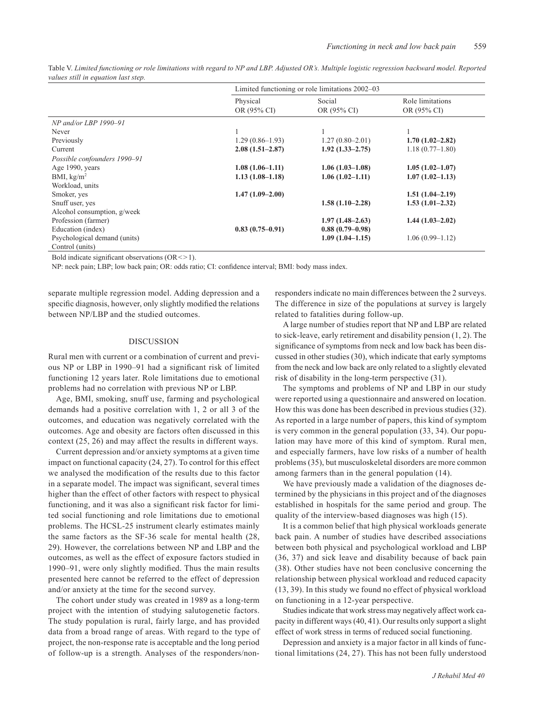Table V. *Limited functioning or role limitations with regard to NP and LBP. Adjusted OR's. Multiple logistic regression backward model. Reported values still in equation last step.*

| | Limited functioning or role limitations 2002–03 | | |
|---|---|---|---|
| | Physical OR (95% CI) | Social OR (95% CI) | Role limitations OR (95% CI) |
| *NP and/or LBP 1990–91* | | | |
| Never | 1 | 1 | 1 |
| Previously | 1.29 (0.86–1.93) | 1.27 (0.80–2.01) | **1.70 (1.02–2.82)** |
| Current | **2.08 (1.51–2.87)** | **1.92 (1.33–2.75)** | 1.18 (0.77–1.80) |
| *Possible confounders 1990–91* | | | |
| Age 1990, years | **1.08 (1.06–1.11)** | **1.06 (1.03–1.08)** | **1.05 (1.02–1.07)** |
| BMI, kg/m$^2$ | **1.13 (1.08–1.18)** | **1.06 (1.02–1.11)** | **1.07 (1.02–1.13)** |
| Workload, units | | | |
| Smoker, yes | **1.47 (1.09–2.00)** | | **1.51 (1.04–2.19)** |
| Snuff user, yes | | **1.58 (1.10–2.28)** | **1.53 (1.01–2.32)** |
| Alcohol consumption, g/week | | | |
| Profession (farmer) | | **1.97 (1.48–2.63)** | **1.44 (1.03–2.02)** |
| Education (index) | **0.83 (0.75–0.91)** | **0.88 (0.79–0.98)** | |
| Psychological demand (units) | | **1.09 (1.04–1.15)** | 1.06 (0.99–1.12) |
| Control (units) | | | |

Bold indicate significant observations (OR<>1).

NP: neck pain; LBP; low back pain; OR: odds ratio; CI: confidence interval; BMI: body mass index.

separate multiple regression model. Adding depression and a specific diagnosis, however, only slightly modified the relations between NP/LBP and the studied outcomes.

## DISCUSSION

Rural men with current or a combination of current and previous NP or LBP in 1990–91 had a significant risk of limited functioning 12 years later. Role limitations due to emotional problems had no correlation with previous NP or LBP.

Age, BMI, smoking, snuff use, farming and psychological demands had a positive correlation with 1, 2 or all 3 of the outcomes, and education was negatively correlated with the outcomes. Age and obesity are factors often discussed in this context (25, 26) and may affect the results in different ways.

Current depression and/or anxiety symptoms at a given time impact on functional capacity (24, 27). To control for this effect we analysed the modification of the results due to this factor in a separate model. The impact was significant, several times higher than the effect of other factors with respect to physical functioning, and it was also a significant risk factor for limited social functioning and role limitations due to emotional problems. The HCSL-25 instrument clearly estimates mainly the same factors as the SF-36 scale for mental health (28, 29). However, the correlations between NP and LBP and the outcomes, as well as the effect of exposure factors studied in 1990–91, were only slightly modified. Thus the main results presented here cannot be referred to the effect of depression and/or anxiety at the time for the second survey.

The cohort under study was created in 1989 as a long-term project with the intention of studying salutogenetic factors. The study population is rural, fairly large, and has provided data from a broad range of areas. With regard to the type of project, the non-response rate is acceptable and the long period of follow-up is a strength. Analyses of the responders/non-responders indicate no main differences between the 2 surveys. The difference in size of the populations at survey is largely related to fatalities during follow-up.

A large number of studies report that NP and LBP are related to sick-leave, early retirement and disability pension (1, 2). The significance of symptoms from neck and low back has been discussed in other studies (30), which indicate that early symptoms from the neck and low back are only related to a slightly elevated risk of disability in the long-term perspective (31).

The symptoms and problems of NP and LBP in our study were reported using a questionnaire and answered on location. How this was done has been described in previous studies (32). As reported in a large number of papers, this kind of symptom is very common in the general population (33, 34). Our population may have more of this kind of symptom. Rural men, and especially farmers, have low risks of a number of health problems (35), but musculoskeletal disorders are more common among farmers than in the general population (14).

We have previously made a validation of the diagnoses determined by the physicians in this project and of the diagnoses established in hospitals for the same period and group. The quality of the interview-based diagnoses was high (15).

It is a common belief that high physical workloads generate back pain. A number of studies have described associations between both physical and psychological workload and LBP (36, 37) and sick leave and disability because of back pain (38). Other studies have not been conclusive concerning the relationship between physical workload and reduced capacity (13, 39). In this study we found no effect of physical workload on functioning in a 12-year perspective.

Studies indicate that work stress may negatively affect work capacity in different ways (40, 41). Our results only support a slight effect of work stress in terms of reduced social functioning.

Depression and anxiety is a major factor in all kinds of functional limitations (24, 27). This has not been fully understood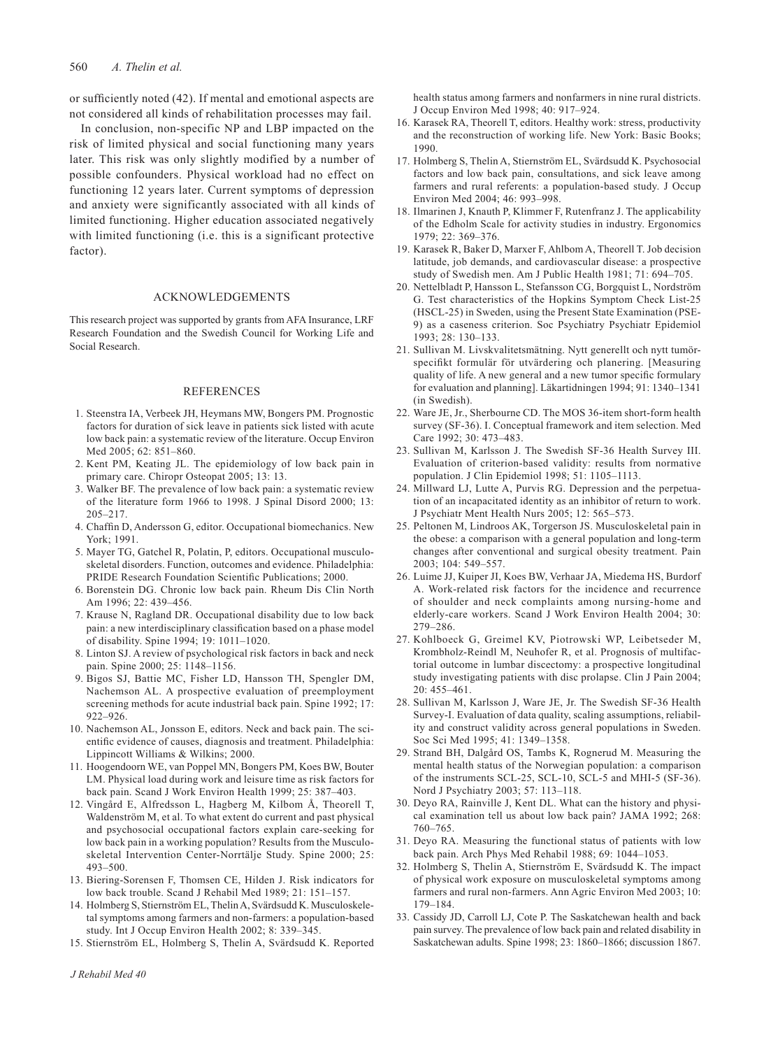or sufficiently noted (42). If mental and emotional aspects are not considered all kinds of rehabilitation processes may fail.

In conclusion, non-specific NP and LBP impacted on the risk of limited physical and social functioning many years later. This risk was only slightly modified by a number of possible confounders. Physical workload had no effect on functioning 12 years later. Current symptoms of depression and anxiety were significantly associated with all kinds of limited functioning. Higher education associated negatively with limited functioning (i.e. this is a significant protective factor).

## ACKNOWLEDGEMENTS

This research project was supported by grants from AFA Insurance, LRF Research Foundation and the Swedish Council for Working Life and Social Research.

## REFERENCES

1. Steenstra IA, Verbeek JH, Heymans MW, Bongers PM. Prognostic factors for duration of sick leave in patients sick listed with acute low back pain: a systematic review of the literature. Occup Environ Med 2005; 62: 851–860.
2. Kent PM, Keating JL. The epidemiology of low back pain in primary care. Chiropr Osteopat 2005; 13: 13.
3. Walker BF. The prevalence of low back pain: a systematic review of the literature form 1966 to 1998. J Spinal Disord 2000; 13: 205–217.
4. Chaffin D, Andersson G, editor. Occupational biomechanics. New York; 1991.
5. Mayer TG, Gatchel R, Polatin, P, editors. Occupational musculoskeletal disorders. Function, outcomes and evidence. Philadelphia: PRIDE Research Foundation Scientific Publications; 2000.
6. Borenstein DG. Chronic low back pain. Rheum Dis Clin North Am 1996; 22: 439–456.
7. Krause N, Ragland DR. Occupational disability due to low back pain: a new interdisciplinary classification based on a phase model of disability. Spine 1994; 19: 1011–1020.
8. Linton SJ. A review of psychological risk factors in back and neck pain. Spine 2000; 25: 1148–1156.
9. Bigos SJ, Battie MC, Fisher LD, Hansson TH, Spengler DM, Nachemson AL. A prospective evaluation of preemployment screening methods for acute industrial back pain. Spine 1992; 17: 922–926.
10. Nachemson AL, Jonsson E, editors. Neck and back pain. The scientific evidence of causes, diagnosis and treatment. Philadelphia: Lippincott Williams & Wilkins; 2000.
11. Hoogendoorn WE, van Poppel MN, Bongers PM, Koes BW, Bouter LM. Physical load during work and leisure time as risk factors for back pain. Scand J Work Environ Health 1999; 25: 387–403.
12. Vingård E, Alfredsson L, Hagberg M, Kilbom Å, Theorell T, Waldenström M, et al. To what extent do current and past physical and psychosocial occupational factors explain care-seeking for low back pain in a working population? Results from the Musculoskeletal Intervention Center-Norrtälje Study. Spine 2000; 25: 493–500.
13. Biering-Sorensen F, Thomsen CE, Hilden J. Risk indicators for low back trouble. Scand J Rehabil Med 1989; 21: 151–157.
14. Holmberg S, Stiernström EL, Thelin A, Svärdsudd K. Musculoskeletal symptoms among farmers and non-farmers: a population-based study. Int J Occup Environ Health 2002; 8: 339–345.
15. Stiernström EL, Holmberg S, Thelin A, Svärdsudd K. Reported health status among farmers and nonfarmers in nine rural districts. J Occup Environ Med 1998; 40: 917–924.
16. Karasek RA, Theorell T, editors. Healthy work: stress, productivity and the reconstruction of working life. New York: Basic Books; 1990.
17. Holmberg S, Thelin A, Stiernström EL, Svärdsudd K. Psychosocial factors and low back pain, consultations, and sick leave among farmers and rural referents: a population-based study. J Occup Environ Med 2004; 46: 993–998.
18. Ilmarinen J, Knauth P, Klimmer F, Rutenfranz J. The applicability of the Edholm Scale for activity studies in industry. Ergonomics 1979; 22: 369–376.
19. Karasek R, Baker D, Marxer F, Ahlbom A, Theorell T. Job decision latitude, job demands, and cardiovascular disease: a prospective study of Swedish men. Am J Public Health 1981; 71: 694–705.
20. Nettelbladt P, Hansson L, Stefansson CG, Borgquist L, Nordström G. Test characteristics of the Hopkins Symptom Check List-25 (HSCL-25) in Sweden, using the Present State Examination (PSE-9) as a caseness criterion. Soc Psychiatry Psychiatr Epidemiol 1993; 28: 130–133.
21. Sullivan M. Livskvalitetsmätning. Nytt generellt och nytt tumörspecifikt formulär för utvärdering och planering. [Measuring quality of life. A new general and a new tumor specific formulary for evaluation and planning]. Läkartidningen 1994; 91: 1340–1341 (in Swedish).
22. Ware JE, Jr., Sherbourne CD. The MOS 36-item short-form health survey (SF-36). I. Conceptual framework and item selection. Med Care 1992; 30: 473–483.
23. Sullivan M, Karlsson J. The Swedish SF-36 Health Survey III. Evaluation of criterion-based validity: results from normative population. J Clin Epidemiol 1998; 51: 1105–1113.
24. Millward LJ, Lutte A, Purvis RG. Depression and the perpetuation of an incapacitated identity as an inhibitor of return to work. J Psychiatr Ment Health Nurs 2005; 12: 565–573.
25. Peltonen M, Lindroos AK, Torgerson JS. Musculoskeletal pain in the obese: a comparison with a general population and long-term changes after conventional and surgical obesity treatment. Pain 2003; 104: 549–557.
26. Luime JJ, Kuiper JI, Koes BW, Verhaar JA, Miedema HS, Burdorf A. Work-related risk factors for the incidence and recurrence of shoulder and neck complaints among nursing-home and elderly-care workers. Scand J Work Environ Health 2004; 30: 279–286.
27. Kohlboeck G, Greimel KV, Piotrowski WP, Leibetseder M, Krombholz-Reindl M, Neuhofer R, et al. Prognosis of multifactorial outcome in lumbar discectomy: a prospective longitudinal study investigating patients with disc prolapse. Clin J Pain 2004; 20: 455–461.
28. Sullivan M, Karlsson J, Ware JE, Jr. The Swedish SF-36 Health Survey-I. Evaluation of data quality, scaling assumptions, reliability and construct validity across general populations in Sweden. Soc Sci Med 1995; 41: 1349–1358.
29. Strand BH, Dalgård OS, Tambs K, Rognerud M. Measuring the mental health status of the Norwegian population: a comparison of the instruments SCL-25, SCL-10, SCL-5 and MHI-5 (SF-36). Nord J Psychiatry 2003; 57: 113–118.
30. Deyo RA, Rainville J, Kent DL. What can the history and physical examination tell us about low back pain? JAMA 1992; 268: 760–765.
31. Deyo RA. Measuring the functional status of patients with low back pain. Arch Phys Med Rehabil 1988; 69: 1044–1053.
32. Holmberg S, Thelin A, Stiernström E, Svärdsudd K. The impact of physical work exposure on musculoskeletal symptoms among farmers and rural non-farmers. Ann Agric Environ Med 2003; 10: 179–184.
33. Cassidy JD, Carroll LJ, Cote P. The Saskatchewan health and back pain survey. The prevalence of low back pain and related disability in Saskatchewan adults. Spine 1998; 23: 1860–1866; discussion 1867.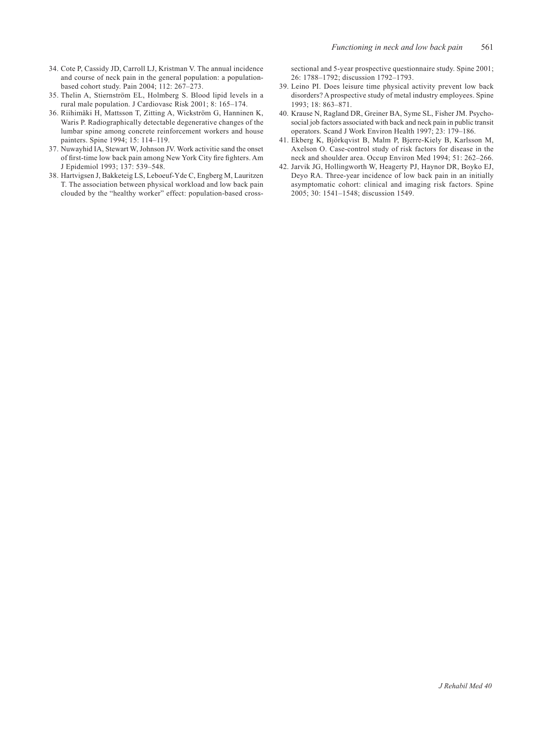34. Cote P, Cassidy JD, Carroll LJ, Kristman V. The annual incidence and course of neck pain in the general population: a population-based cohort study. Pain 2004; 112: 267–273.
35. Thelin A, Stiernström EL, Holmberg S. Blood lipid levels in a rural male population. J Cardiovasc Risk 2001; 8: 165–174.
36. Riihimäki H, Mattsson T, Zitting A, Wickström G, Hanninen K, Waris P. Radiographically detectable degenerative changes of the lumbar spine among concrete reinforcement workers and house painters. Spine 1994; 15: 114–119.
37. Nuwayhid IA, Stewart W, Johnson JV. Work activitie sand the onset of first-time low back pain among New York City fire fighters. Am J Epidemiol 1993; 137: 539–548.
38. Hartvigsen J, Bakketeig LS, Leboeuf-Yde C, Engberg M, Lauritzen T. The association between physical workload and low back pain clouded by the "healthy worker" effect: population-based cross-sectional and 5-year prospective questionnaire study. Spine 2001; 26: 1788–1792; discussion 1792–1793.
39. Leino PI. Does leisure time physical activity prevent low back disorders? A prospective study of metal industry employees. Spine 1993; 18: 863–871.
40. Krause N, Ragland DR, Greiner BA, Syme SL, Fisher JM. Psychosocial job factors associated with back and neck pain in public transit operators. Scand J Work Environ Health 1997; 23: 179–186.
41. Ekberg K, Björkqvist B, Malm P, Bjerre-Kiely B, Karlsson M, Axelson O. Case-control study of risk factors for disease in the neck and shoulder area. Occup Environ Med 1994; 51: 262–266.
42. Jarvik JG, Hollingworth W, Heagerty PJ, Haynor DR, Boyko EJ, Deyo RA. Three-year incidence of low back pain in an initially asymptomatic cohort: clinical and imaging risk factors. Spine 2005; 30: 1541–1548; discussion 1549.